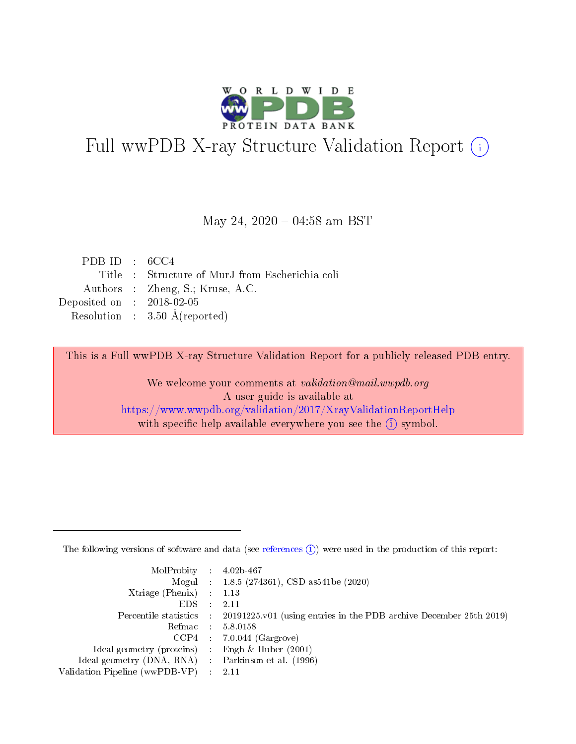# Full wwPDB X-ray Structure Validation Report

May 24, 2020 – 04:58 am BST

| | | |
|---|---|---|
| PDB ID | : | 6CC4 |
| Title | : | Structure of MurJ from Escherichia coli |
| Authors | : | Zheng, S.; Kruse, A.C. |
| Deposited on | : | 2018-02-05 |
| Resolution | : | 3.50 Å(reported) |

This is a Full wwPDB X-ray Structure Validation Report for a publicly released PDB entry.

We welcome your comments at *validation@mail.wwpdb.org*
A user guide is available at
https://www.wwpdb.org/validation/2017/XrayValidationReportHelp
with specific help available everywhere you see the (i) symbol.

The following versions of software and data (see references (i)) were used in the production of this report:

| | | |
|---|---|---|
| MolProbity | : | 4.02b-467 |
| Mogul | : | 1.8.5 (274361), CSD as541be (2020) |
| Xtriage (Phenix) | : | 1.13 |
| EDS | : | 2.11 |
| Percentile statistics | : | 20191225.v01 (using entries in the PDB archive December 25th 2019) |
| Refmac | : | 5.8.0158 |
| CCP4 | : | 7.0.044 (Gargrove) |
| Ideal geometry (proteins) | : | Engh & Huber (2001) |
| Ideal geometry (DNA, RNA) | : | Parkinson et al. (1996) |
| Validation Pipeline (wwPDB-VP) | : | 2.11 |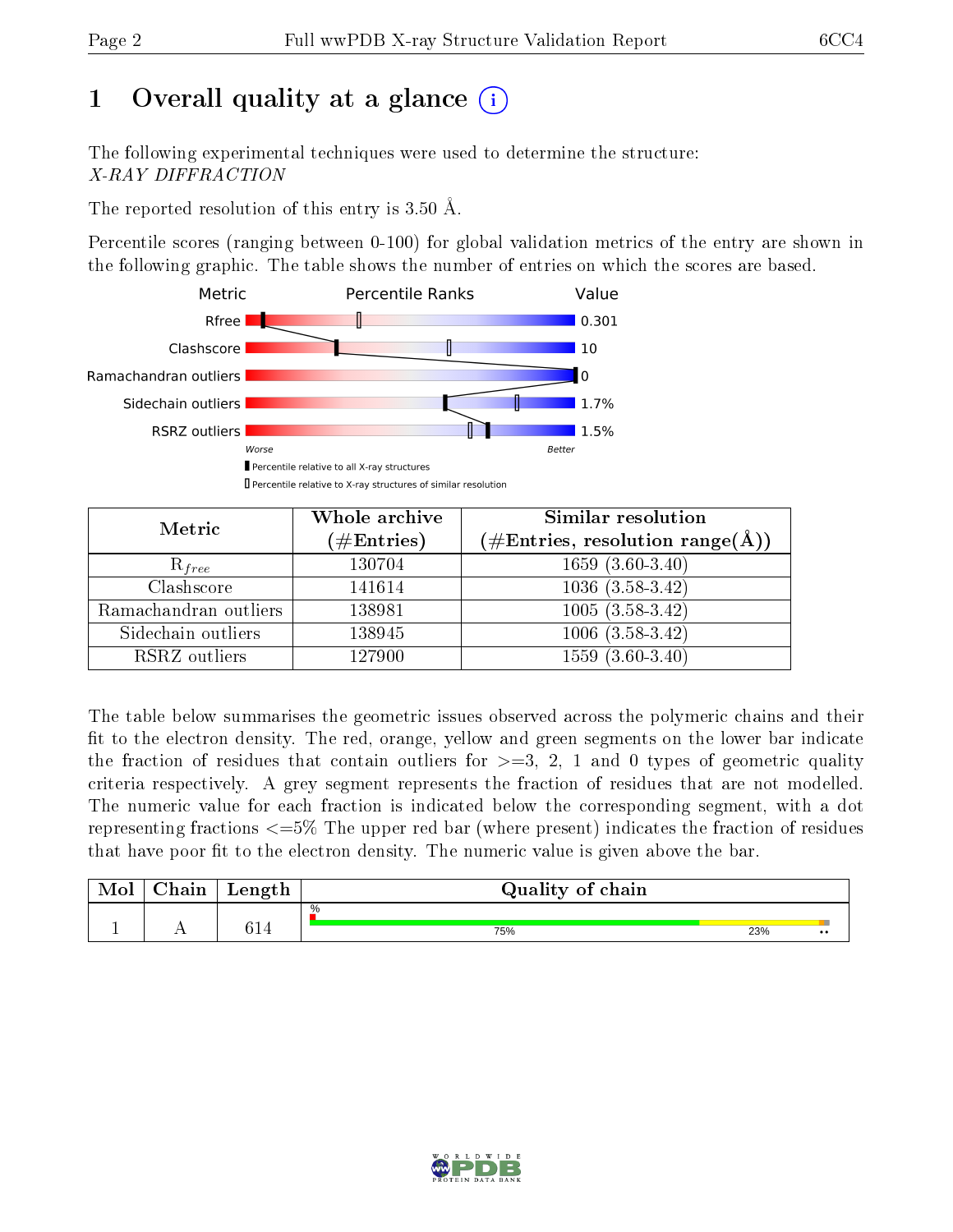# 1 Overall quality at a glance

The following experimental techniques were used to determine the structure:
*X-RAY DIFFRACTION*

The reported resolution of this entry is 3.50 Å.

Percentile scores (ranging between 0-100) for global validation metrics of the entry are shown in the following graphic. The table shows the number of entries on which the scores are based.

| Metric | Value |
|---|---|
| Rfree | 0.301 |
| Clashscore | 10 |
| Ramachandran outliers | 0 |
| Sidechain outliers | 1.7% |
| RSRZ outliers | 1.5% |

| Metric | Whole archive (#Entries) | Similar resolution (#Entries, resolution range(Å)) |
|---|---|---|
| $R_{free}$ | 130704 | 1659 (3.60-3.40) |
| Clashscore | 141614 | 1036 (3.58-3.42) |
| Ramachandran outliers | 138981 | 1005 (3.58-3.42) |
| Sidechain outliers | 138945 | 1006 (3.58-3.42) |
| RSRZ outliers | 127900 | 1559 (3.60-3.40) |

The table below summarises the geometric issues observed across the polymeric chains and their fit to the electron density. The red, orange, yellow and green segments on the lower bar indicate the fraction of residues that contain outliers for >=3, 2, 1 and 0 types of geometric quality criteria respectively. A grey segment represents the fraction of residues that are not modelled. The numeric value for each fraction is indicated below the corresponding segment, with a dot representing fractions <=5% The upper red bar (where present) indicates the fraction of residues that have poor fit to the electron density. The numeric value is given above the bar.

| Mol | Chain | Length | Quality of chain |
|---|---|---|---|
| 1 | A | 614 | 75% 23% •• |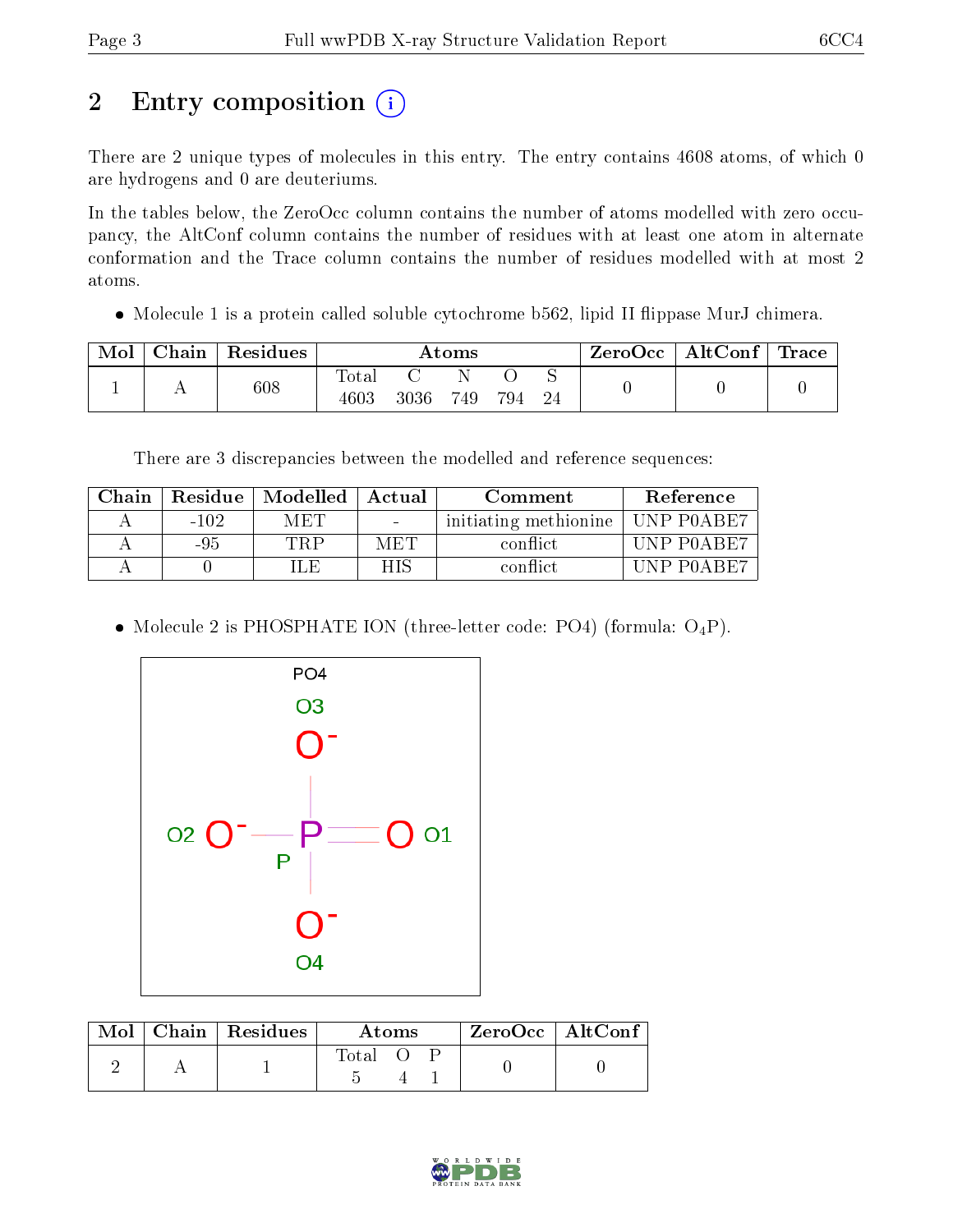# 2 Entry composition

There are 2 unique types of molecules in this entry. The entry contains 4608 atoms, of which 0 are hydrogens and 0 are deuteriums.

In the tables below, the ZeroOcc column contains the number of atoms modelled with zero occupancy, the AltConf column contains the number of residues with at least one atom in alternate conformation and the Trace column contains the number of residues modelled with at most 2 atoms.

- Molecule 1 is a protein called soluble cytochrome b562, lipid II flippase MurJ chimera.

| Mol | Chain | Residues | Atoms | | | | | ZeroOcc | AltConf | Trace |
|---|---|---|---|---|---|---|---|---|---|---|
| | | | Total | C | N | O | S | | | |
| 1 | A | 608 | 4603 | 3036 | 749 | 794 | 24 | 0 | 0 | 0 |

There are 3 discrepancies between the modelled and reference sequences:

| Chain | Residue | Modelled | Actual | Comment | Reference |
|---|---|---|---|---|---|
| A | -102 | MET | - | initiating methionine | UNP P0ABE7 |
| A | -95 | TRP | MET | conflict | UNP P0ABE7 |
| A | 0 | ILE | HIS | conflict | UNP P0ABE7 |

- Molecule 2 is PHOSPHATE ION (three-letter code: PO4) (formula: $O_4P$).

| Mol | Chain | Residues | Atoms | | | ZeroOcc | AltConf |
|---|---|---|---|---|---|---|---|
| | | | Total | O | P | | |
| 2 | A | 1 | 5 | 4 | 1 | 0 | 0 |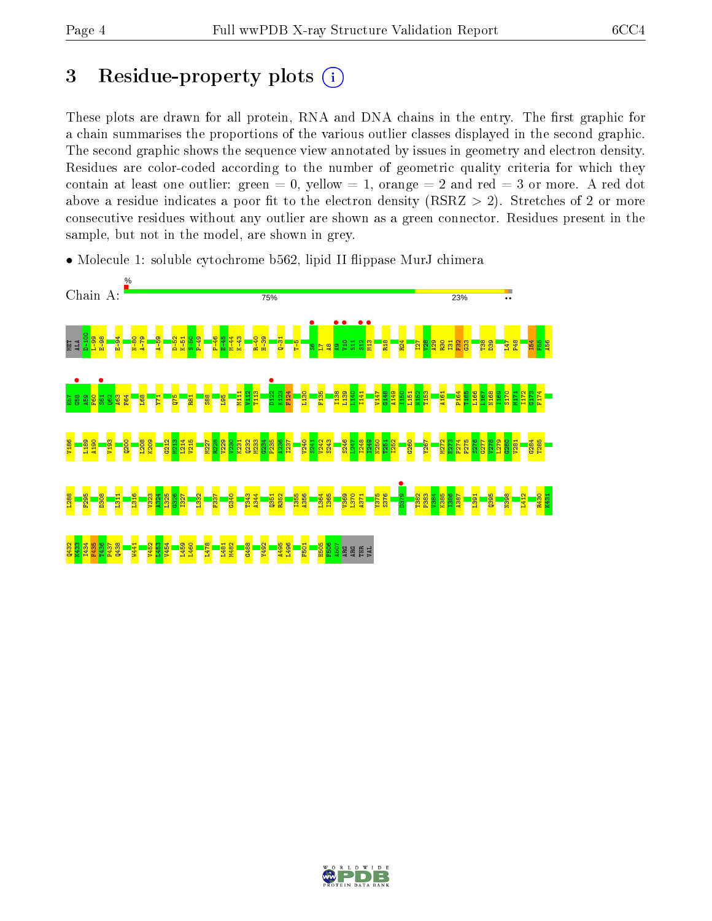# 3 Residue-property plots

These plots are drawn for all protein, RNA and DNA chains in the entry. The first graphic for a chain summarises the proportions of the various outlier classes displayed in the second graphic. The second graphic shows the sequence view annotated by issues in geometry and electron density. Residues are color-coded according to the number of geometric quality criteria for which they contain at least one outlier: green = 0, yellow = 1, orange = 2 and red = 3 or more. A red dot above a residue indicates a poor fit to the electron density (RSRZ > 2). Stretches of 2 or more consecutive residues without any outlier are shown as a green connector. Residues present in the sample, but not in the model, are shown in grey.

- Molecule 1: soluble cytochrome b562, lipid II flippase MurJ chimera

Chain A: 75% 23%

MET ALA D-100 L-99 E-98 E-94 N-80 A-79 A-59 D-52 K-51 S-50 P-49 P-46 E-45 M-44 K-43 R-40 H-39 Q-31 T-5 S6 L7 A8 A9 V10 S11 S12 M13 R18 R24 I27 V28 A29 R30 I31 F32 G33 T38 D39 I47 P48 I54 F55 A56

E57 G58 A59 F60 S61 Q62 A63 F64 L68 Y71 Q75 R81 S88 L95 M111 V112 T113 D122 K123 F124 L130 F135 I138 L139 L140 I141 V147 G148 A149 I150 L151 N152 T153 A161 P164 T165 L166 L167 N168 I169 S170 M171 I172 G173 F174

V186 I189 A190 V193 Q200 L208 K209 G212 M213 L214 V215 M227 R228 V229 V230 Y231 Q232 M233 G234 P235 A236 I237 V240 S241 V242 S243 S246 L247 I248 T249 N250 T251 I252 G260 Y267 M272 E273 F274 F275 S276 G277 V278 L279 G280 V281 G284 T285

L288 F295 D308 L311 L316 V323 A324 L325 G326 I327 L332 F337 G340 T343 A344 Q351 R352 I355 A356 L364 I365 V369 L370 A371 Y375 S376 D379 T382 P383 V384 K385 I386 A387 L391 Q395 N398 I412 R430 K431

Q432 M433 I434 F435 T436 P437 Q438 W441 V452 L453 V454 L459 L460 L478 I481 M482 G488 Y492 A495 L496 F501 E505 F506 A507 ARG ARG THR VAL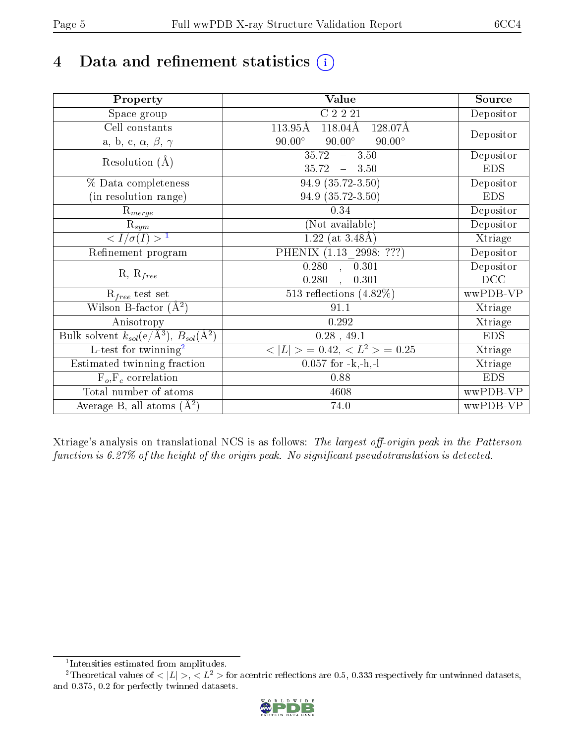# 4 Data and refinement statistics

| Property | Value | Source |
|---|---|---|
| Space group | C 2 2 21 | Depositor |
| Cell constants<br>a, b, c, $\alpha$, $\beta$, $\gamma$ | 113.95Å 118.04Å 128.07Å<br>90.00° 90.00° 90.00° | Depositor |
| Resolution (Å) | 35.72 – 3.50<br>35.72 – 3.50 | Depositor<br>EDS |
| % Data completeness<br>(in resolution range) | 94.9 (35.72-3.50)<br>94.9 (35.72-3.50) | Depositor<br>EDS |
| $R_{merge}$ | 0.34 | Depositor |
| $R_{sym}$ | (Not available) | Depositor |
| $< I/\sigma(I) >$ [1] | 1.22 (at 3.48Å) | Xtriage |
| Refinement program | PHENIX (1.13_2998: ???) | Depositor |
| R, $R_{free}$ | 0.280 , 0.301<br>0.280 , 0.301 | Depositor<br>DCC |
| $R_{free}$ test set | 513 reflections (4.82%) | wwPDB-VP |
| Wilson B-factor ($Å^2$) | 91.1 | Xtriage |
| Anisotropy | 0.292 | Xtriage |
| Bulk solvent $k_{sol}$(e/$Å^3$), $B_{sol}$($Å^2$) | 0.28 , 49.1 | EDS |
| L-test for twinning[2] | $<\|L\|> = 0.42$, $< L^2 > = 0.25$ | Xtriage |
| Estimated twinning fraction | 0.057 for -k,-h,-l | Xtriage |
| $F_o$,$F_c$ correlation | 0.88 | EDS |
| Total number of atoms | 4608 | wwPDB-VP |
| Average B, all atoms ($Å^2$) | 74.0 | wwPDB-VP |

Xtriage's analysis on translational NCS is as follows: *The largest off-origin peak in the Patterson function is 6.27% of the height of the origin peak. No significant pseudotranslation is detected.*

[1] Intensities estimated from amplitudes.

[2] Theoretical values of $<|L|>$, $<L^2>$ for acentric reflections are 0.5, 0.333 respectively for untwinned datasets, and 0.375, 0.2 for perfectly twinned datasets.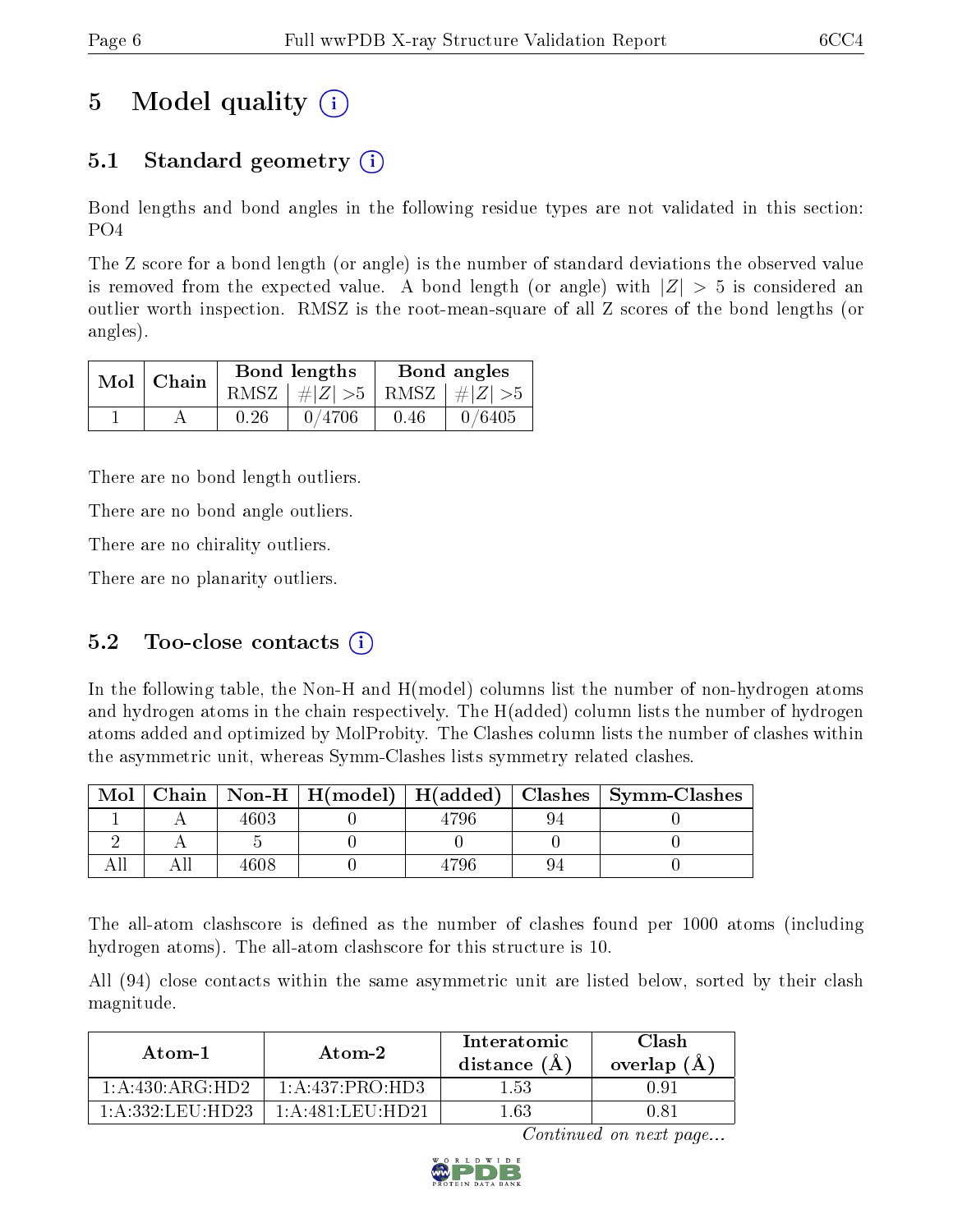# 5 Model quality (i)

## 5.1 Standard geometry (i)

Bond lengths and bond angles in the following residue types are not validated in this section: PO4

The Z score for a bond length (or angle) is the number of standard deviations the observed value is removed from the expected value. A bond length (or angle) with $|Z| > 5$ is considered an outlier worth inspection. RMSZ is the root-mean-square of all Z scores of the bond lengths (or angles).

| Mol | Chain | Bond lengths | | Bond angles | |
|---|---|---|---|---|---|
| | | RMSZ | #\|Z\| >5 | RMSZ | #\|Z\| >5 |
| 1 | A | 0.26 | 0/4706 | 0.46 | 0/6405 |

There are no bond length outliers.

There are no bond angle outliers.

There are no chirality outliers.

There are no planarity outliers.

## 5.2 Too-close contacts (i)

In the following table, the Non-H and H(model) columns list the number of non-hydrogen atoms and hydrogen atoms in the chain respectively. The H(added) column lists the number of hydrogen atoms added and optimized by MolProbity. The Clashes column lists the number of clashes within the asymmetric unit, whereas Symm-Clashes lists symmetry related clashes.

| Mol | Chain | Non-H | H(model) | H(added) | Clashes | Symm-Clashes |
|---|---|---|---|---|---|---|
| 1 | A | 4603 | 0 | 4796 | 94 | 0 |
| 2 | A | 5 | 0 | 0 | 0 | 0 |
| All | All | 4608 | 0 | 4796 | 94 | 0 |

The all-atom clashscore is defined as the number of clashes found per 1000 atoms (including hydrogen atoms). The all-atom clashscore for this structure is 10.

All (94) close contacts within the same asymmetric unit are listed below, sorted by their clash magnitude.

| Atom-1 | Atom-2 | Interatomic distance (Å) | Clash overlap (Å) |
|---|---|---|---|
| 1:A:430:ARG:HD2 | 1:A:437:PRO:HD3 | 1.53 | 0.91 |
| 1:A:332:LEU:HD23 | 1:A:481:LEU:HD21 | 1.63 | 0.81 |

*Continued on next page...*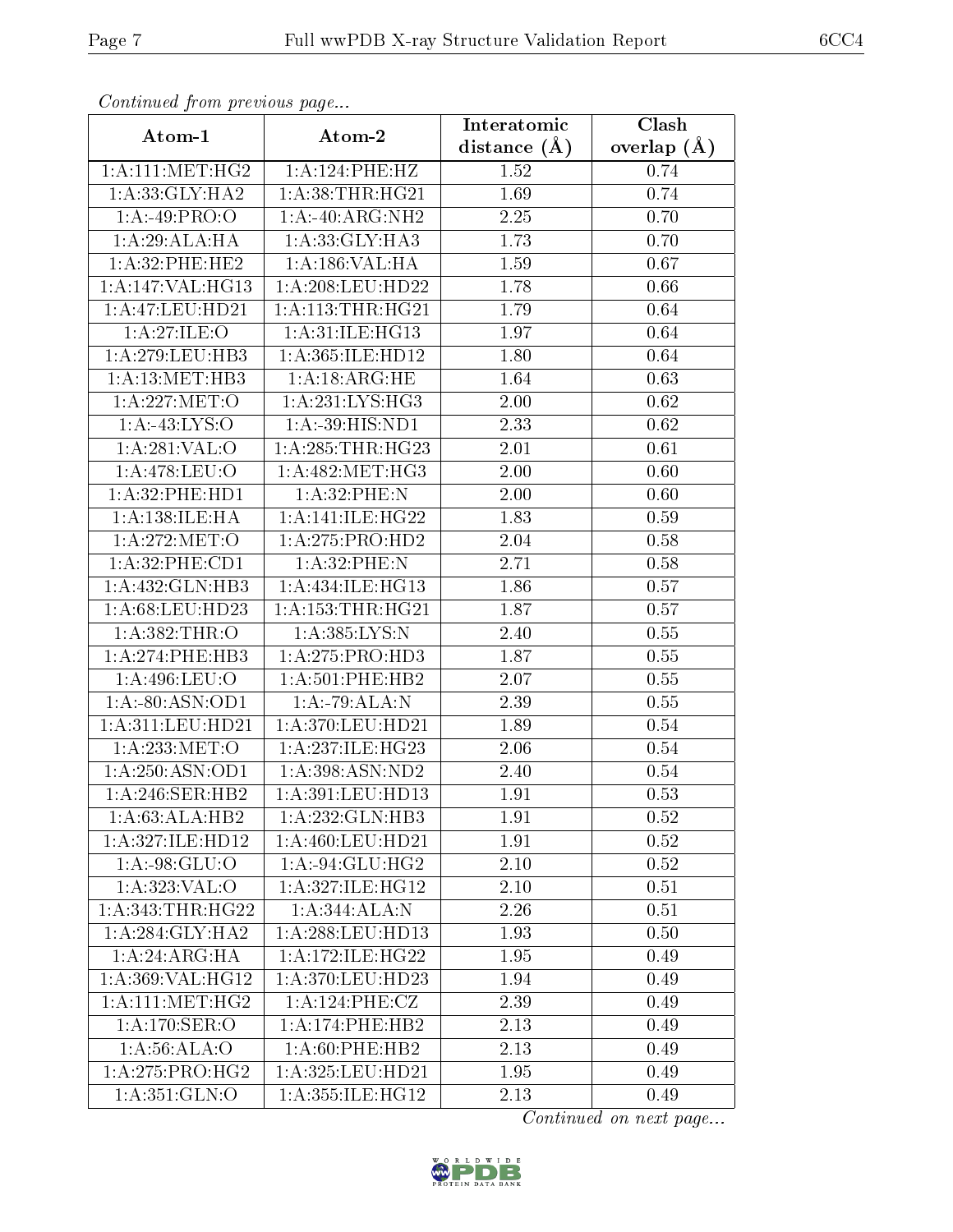*Continued from previous page...*

| Atom-1 | Atom-2 | Interatomic distance (Å) | Clash overlap (Å) |
|---|---|---|---|
| 1:A:111:MET:HG2 | 1:A:124:PHE:HZ | 1.52 | 0.74 |
| 1:A:33:GLY:HA2 | 1:A:38:THR:HG21 | 1.69 | 0.74 |
| 1:A:-49:PRO:O | 1:A:-40:ARG:NH2 | 2.25 | 0.70 |
| 1:A:29:ALA:HA | 1:A:33:GLY:HA3 | 1.73 | 0.70 |
| 1:A:32:PHE:HE2 | 1:A:186:VAL:HA | 1.59 | 0.67 |
| 1:A:147:VAL:HG13 | 1:A:208:LEU:HD22 | 1.78 | 0.66 |
| 1:A:47:LEU:HD21 | 1:A:113:THR:HG21 | 1.79 | 0.64 |
| 1:A:27:ILE:O | 1:A:31:ILE:HG13 | 1.97 | 0.64 |
| 1:A:279:LEU:HB3 | 1:A:365:ILE:HD12 | 1.80 | 0.64 |
| 1:A:13:MET:HB3 | 1:A:18:ARG:HE | 1.64 | 0.63 |
| 1:A:227:MET:O | 1:A:231:LYS:HG3 | 2.00 | 0.62 |
| 1:A:-43:LYS:O | 1:A:-39:HIS:ND1 | 2.33 | 0.62 |
| 1:A:281:VAL:O | 1:A:285:THR:HG23 | 2.01 | 0.61 |
| 1:A:478:LEU:O | 1:A:482:MET:HG3 | 2.00 | 0.60 |
| 1:A:32:PHE:HD1 | 1:A:32:PHE:N | 2.00 | 0.60 |
| 1:A:138:ILE:HA | 1:A:141:ILE:HG22 | 1.83 | 0.59 |
| 1:A:272:MET:O | 1:A:275:PRO:HD2 | 2.04 | 0.58 |
| 1:A:32:PHE:CD1 | 1:A:32:PHE:N | 2.71 | 0.58 |
| 1:A:432:GLN:HB3 | 1:A:434:ILE:HG13 | 1.86 | 0.57 |
| 1:A:68:LEU:HD23 | 1:A:153:THR:HG21 | 1.87 | 0.57 |
| 1:A:382:THR:O | 1:A:385:LYS:N | 2.40 | 0.55 |
| 1:A:274:PHE:HB3 | 1:A:275:PRO:HD3 | 1.87 | 0.55 |
| 1:A:496:LEU:O | 1:A:501:PHE:HB2 | 2.07 | 0.55 |
| 1:A:-80:ASN:OD1 | 1:A:-79:ALA:N | 2.39 | 0.55 |
| 1:A:311:LEU:HD21 | 1:A:370:LEU:HD21 | 1.89 | 0.54 |
| 1:A:233:MET:O | 1:A:237:ILE:HG23 | 2.06 | 0.54 |
| 1:A:250:ASN:OD1 | 1:A:398:ASN:ND2 | 2.40 | 0.54 |
| 1:A:246:SER:HB2 | 1:A:391:LEU:HD13 | 1.91 | 0.53 |
| 1:A:63:ALA:HB2 | 1:A:232:GLN:HB3 | 1.91 | 0.52 |
| 1:A:327:ILE:HD12 | 1:A:460:LEU:HD21 | 1.91 | 0.52 |
| 1:A:-98:GLU:O | 1:A:-94:GLU:HG2 | 2.10 | 0.52 |
| 1:A:323:VAL:O | 1:A:327:ILE:HG12 | 2.10 | 0.51 |
| 1:A:343:THR:HG22 | 1:A:344:ALA:N | 2.26 | 0.51 |
| 1:A:284:GLY:HA2 | 1:A:288:LEU:HD13 | 1.93 | 0.50 |
| 1:A:24:ARG:HA | 1:A:172:ILE:HG22 | 1.95 | 0.49 |
| 1:A:369:VAL:HG12 | 1:A:370:LEU:HD23 | 1.94 | 0.49 |
| 1:A:111:MET:HG2 | 1:A:124:PHE:CZ | 2.39 | 0.49 |
| 1:A:170:SER:O | 1:A:174:PHE:HB2 | 2.13 | 0.49 |
| 1:A:56:ALA:O | 1:A:60:PHE:HB2 | 2.13 | 0.49 |
| 1:A:275:PRO:HG2 | 1:A:325:LEU:HD21 | 1.95 | 0.49 |
| 1:A:351:GLN:O | 1:A:355:ILE:HG12 | 2.13 | 0.49 |

*Continued on next page...*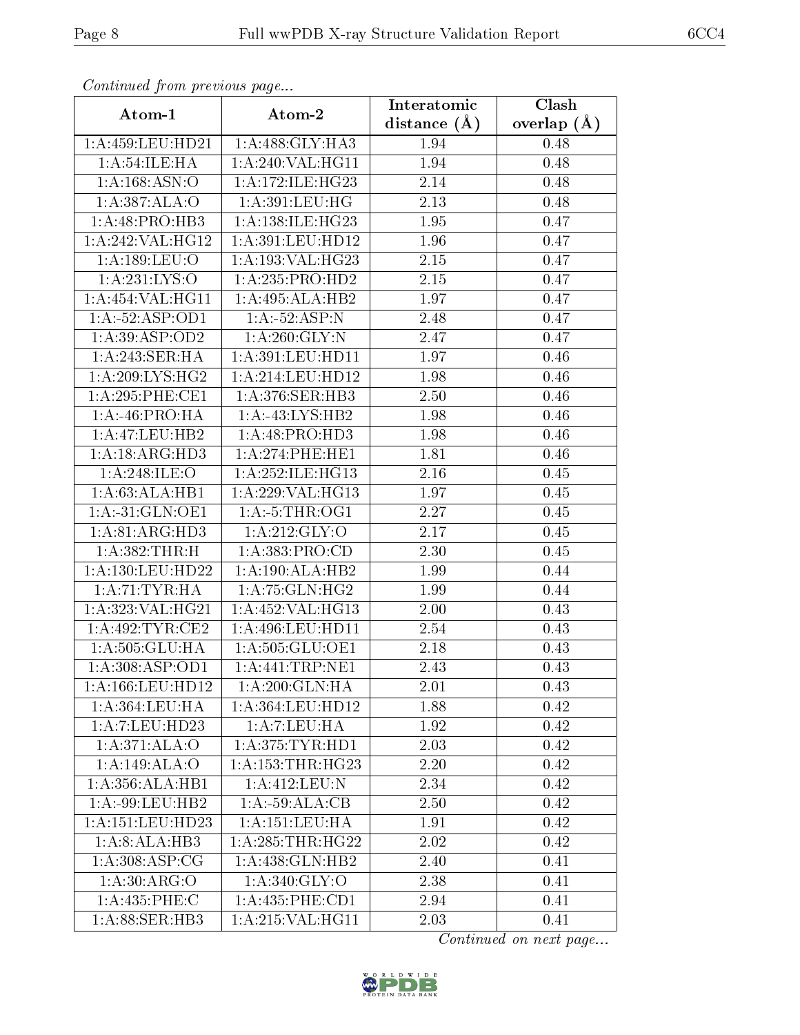*Continued from previous page...*

| Atom-1 | Atom-2 | Interatomic distance (Å) | Clash overlap (Å) |
|---|---|---|---|
| 1:A:459:LEU:HD21 | 1:A:488:GLY:HA3 | 1.94 | 0.48 |
| 1:A:54:ILE:HA | 1:A:240:VAL:HG11 | 1.94 | 0.48 |
| 1:A:168:ASN:O | 1:A:172:ILE:HG23 | 2.14 | 0.48 |
| 1:A:387:ALA:O | 1:A:391:LEU:HG | 2.13 | 0.48 |
| 1:A:48:PRO:HB3 | 1:A:138:ILE:HG23 | 1.95 | 0.47 |
| 1:A:242:VAL:HG12 | 1:A:391:LEU:HD12 | 1.96 | 0.47 |
| 1:A:189:LEU:O | 1:A:193:VAL:HG23 | 2.15 | 0.47 |
| 1:A:231:LYS:O | 1:A:235:PRO:HD2 | 2.15 | 0.47 |
| 1:A:454:VAL:HG11 | 1:A:495:ALA:HB2 | 1.97 | 0.47 |
| 1:A:-52:ASP:OD1 | 1:A:-52:ASP:N | 2.48 | 0.47 |
| 1:A:39:ASP:OD2 | 1:A:260:GLY:N | 2.47 | 0.47 |
| 1:A:243:SER:HA | 1:A:391:LEU:HD11 | 1.97 | 0.46 |
| 1:A:209:LYS:HG2 | 1:A:214:LEU:HD12 | 1.98 | 0.46 |
| 1:A:295:PHE:CE1 | 1:A:376:SER:HB3 | 2.50 | 0.46 |
| 1:A:-46:PRO:HA | 1:A:-43:LYS:HB2 | 1.98 | 0.46 |
| 1:A:47:LEU:HB2 | 1:A:48:PRO:HD3 | 1.98 | 0.46 |
| 1:A:18:ARG:HD3 | 1:A:274:PHE:HE1 | 1.81 | 0.46 |
| 1:A:248:ILE:O | 1:A:252:ILE:HG13 | 2.16 | 0.45 |
| 1:A:63:ALA:HB1 | 1:A:229:VAL:HG13 | 1.97 | 0.45 |
| 1:A:-31:GLN:OE1 | 1:A:-5:THR:OG1 | 2.27 | 0.45 |
| 1:A:81:ARG:HD3 | 1:A:212:GLY:O | 2.17 | 0.45 |
| 1:A:382:THR:H | 1:A:383:PRO:CD | 2.30 | 0.45 |
| 1:A:130:LEU:HD22 | 1:A:190:ALA:HB2 | 1.99 | 0.44 |
| 1:A:71:TYR:HA | 1:A:75:GLN:HG2 | 1.99 | 0.44 |
| 1:A:323:VAL:HG21 | 1:A:452:VAL:HG13 | 2.00 | 0.43 |
| 1:A:492:TYR:CE2 | 1:A:496:LEU:HD11 | 2.54 | 0.43 |
| 1:A:505:GLU:HA | 1:A:505:GLU:OE1 | 2.18 | 0.43 |
| 1:A:308:ASP:OD1 | 1:A:441:TRP:NE1 | 2.43 | 0.43 |
| 1:A:166:LEU:HD12 | 1:A:200:GLN:HA | 2.01 | 0.43 |
| 1:A:364:LEU:HA | 1:A:364:LEU:HD12 | 1.88 | 0.42 |
| 1:A:7:LEU:HD23 | 1:A:7:LEU:HA | 1.92 | 0.42 |
| 1:A:371:ALA:O | 1:A:375:TYR:HD1 | 2.03 | 0.42 |
| 1:A:149:ALA:O | 1:A:153:THR:HG23 | 2.20 | 0.42 |
| 1:A:356:ALA:HB1 | 1:A:412:LEU:N | 2.34 | 0.42 |
| 1:A:-99:LEU:HB2 | 1:A:-59:ALA:CB | 2.50 | 0.42 |
| 1:A:151:LEU:HD23 | 1:A:151:LEU:HA | 1.91 | 0.42 |
| 1:A:8:ALA:HB3 | 1:A:285:THR:HG22 | 2.02 | 0.42 |
| 1:A:308:ASP:CG | 1:A:438:GLN:HB2 | 2.40 | 0.41 |
| 1:A:30:ARG:O | 1:A:340:GLY:O | 2.38 | 0.41 |
| 1:A:435:PHE:C | 1:A:435:PHE:CD1 | 2.94 | 0.41 |
| 1:A:88:SER:HB3 | 1:A:215:VAL:HG11 | 2.03 | 0.41 |

*Continued on next page...*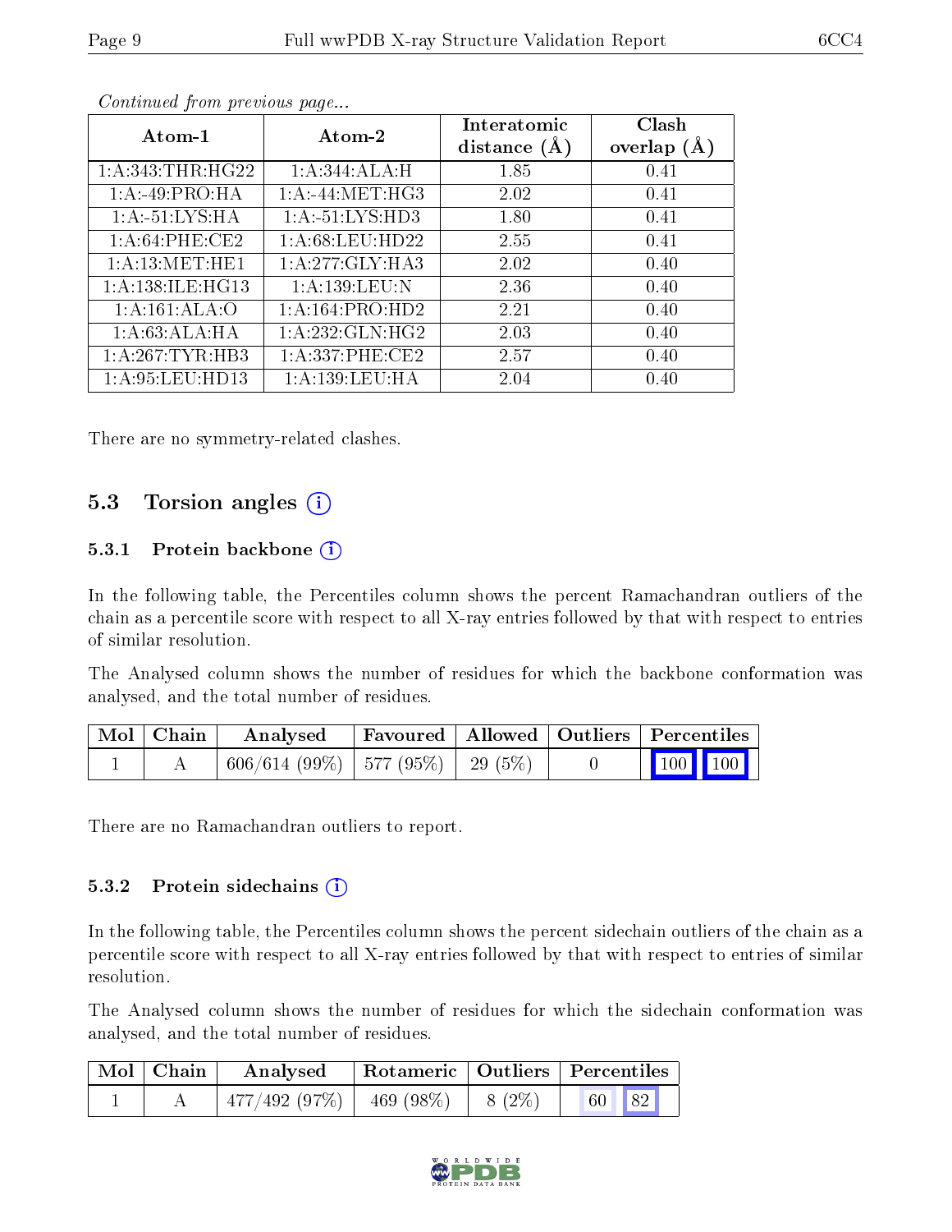*Continued from previous page...*

| Atom-1 | Atom-2 | Interatomic distance (Å) | Clash overlap (Å) |
|---|---|---|---|
| 1:A:343:THR:HG22 | 1:A:344:ALA:H | 1.85 | 0.41 |
| 1:A:-49:PRO:HA | 1:A:-44:MET:HG3 | 2.02 | 0.41 |
| 1:A:-51:LYS:HA | 1:A:-51:LYS:HD3 | 1.80 | 0.41 |
| 1:A:64:PHE:CE2 | 1:A:68:LEU:HD22 | 2.55 | 0.41 |
| 1:A:13:MET:HE1 | 1:A:277:GLY:HA3 | 2.02 | 0.40 |
| 1:A:138:ILE:HG13 | 1:A:139:LEU:N | 2.36 | 0.40 |
| 1:A:161:ALA:O | 1:A:164:PRO:HD2 | 2.21 | 0.40 |
| 1:A:63:ALA:HA | 1:A:232:GLN:HG2 | 2.03 | 0.40 |
| 1:A:267:TYR:HB3 | 1:A:337:PHE:CE2 | 2.57 | 0.40 |
| 1:A:95:LEU:HD13 | 1:A:139:LEU:HA | 2.04 | 0.40 |

There are no symmetry-related clashes.

## 5.3 Torsion angles

### 5.3.1 Protein backbone

In the following table, the Percentiles column shows the percent Ramachandran outliers of the chain as a percentile score with respect to all X-ray entries followed by that with respect to entries of similar resolution.

The Analysed column shows the number of residues for which the backbone conformation was analysed, and the total number of residues.

| Mol | Chain | Analysed | Favoured | Allowed | Outliers | Percentiles | |
|---|---|---|---|---|---|---|---|
| 1 | A | 606/614 (99%) | 577 (95%) | 29 (5%) | 0 | 100 | 100 |

There are no Ramachandran outliers to report.

### 5.3.2 Protein sidechains

In the following table, the Percentiles column shows the percent sidechain outliers of the chain as a percentile score with respect to all X-ray entries followed by that with respect to entries of similar resolution.

The Analysed column shows the number of residues for which the sidechain conformation was analysed, and the total number of residues.

| Mol | Chain | Analysed | Rotameric | Outliers | Percentiles | |
|---|---|---|---|---|---|---|
| 1 | A | 477/492 (97%) | 469 (98%) | 8 (2%) | 60 | 82 |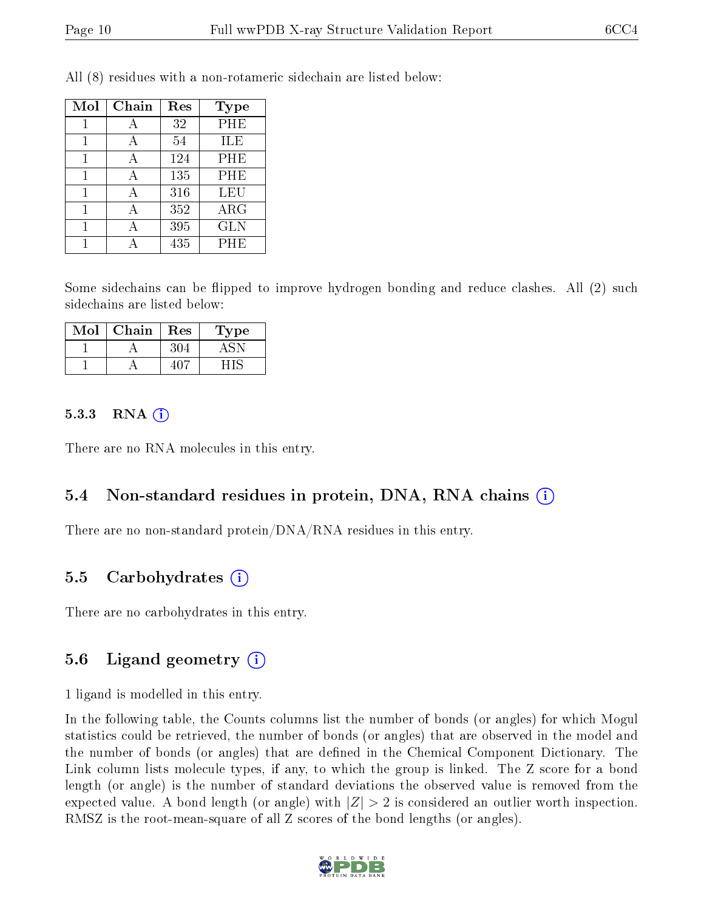All (8) residues with a non-rotameric sidechain are listed below:

| Mol | Chain | Res | Type |
|---|---|---|---|
| 1 | A | 32 | PHE |
| 1 | A | 54 | ILE |
| 1 | A | 124 | PHE |
| 1 | A | 135 | PHE |
| 1 | A | 316 | LEU |
| 1 | A | 352 | ARG |
| 1 | A | 395 | GLN |
| 1 | A | 435 | PHE |

Some sidechains can be flipped to improve hydrogen bonding and reduce clashes. All (2) such sidechains are listed below:

| Mol | Chain | Res | Type |
|---|---|---|---|
| 1 | A | 304 | ASN |
| 1 | A | 407 | HIS |

#### 5.3.3 RNA

There are no RNA molecules in this entry.

### 5.4 Non-standard residues in protein, DNA, RNA chains

There are no non-standard protein/DNA/RNA residues in this entry.

### 5.5 Carbohydrates

There are no carbohydrates in this entry.

### 5.6 Ligand geometry

1 ligand is modelled in this entry.

In the following table, the Counts columns list the number of bonds (or angles) for which Mogul statistics could be retrieved, the number of bonds (or angles) that are observed in the model and the number of bonds (or angles) that are defined in the Chemical Component Dictionary. The Link column lists molecule types, if any, to which the group is linked. The Z score for a bond length (or angle) is the number of standard deviations the observed value is removed from the expected value. A bond length (or angle) with $|Z| > 2$ is considered an outlier worth inspection. RMSZ is the root-mean-square of all Z scores of the bond lengths (or angles).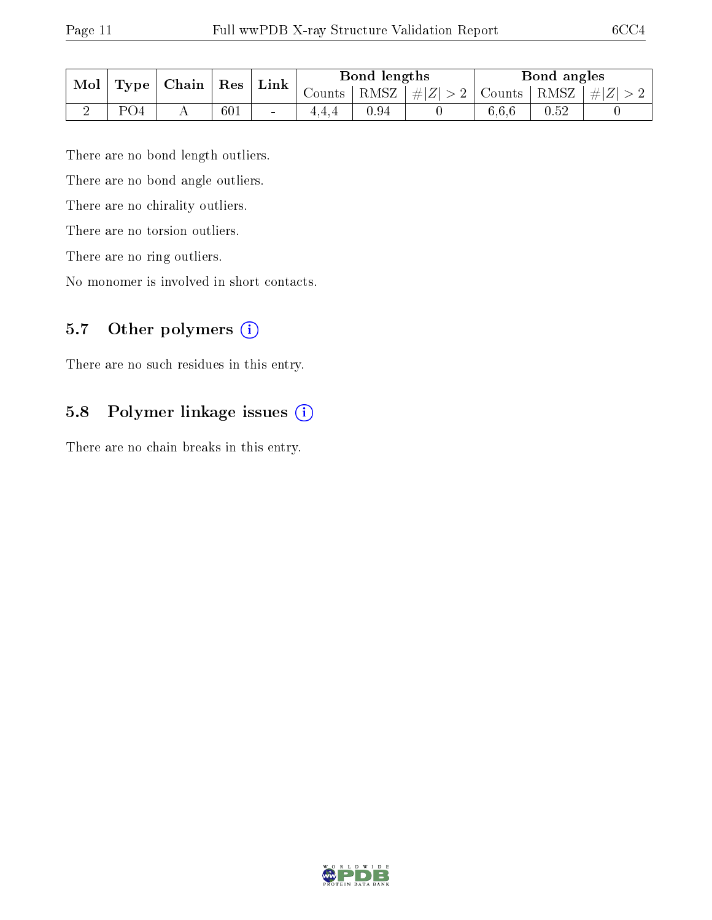| Mol | Type | Chain | Res | Link | Bond lengths | | | Bond angles | | |
|---|---|---|---|---|---|---|---|---|---|---|
| | | | | | Counts | RMSZ | $\#\|Z\|>2$ | Counts | RMSZ | $\#\|Z\|>2$ |
| 2 | PO4 | A | 601 | - | 4,4,4 | 0.94 | 0 | 6,6,6 | 0.52 | 0 |

There are no bond length outliers.

There are no bond angle outliers.

There are no chirality outliers.

There are no torsion outliers.

There are no ring outliers.

No monomer is involved in short contacts.

### 5.7 Other polymers (i)

There are no such residues in this entry.

### 5.8 Polymer linkage issues (i)

There are no chain breaks in this entry.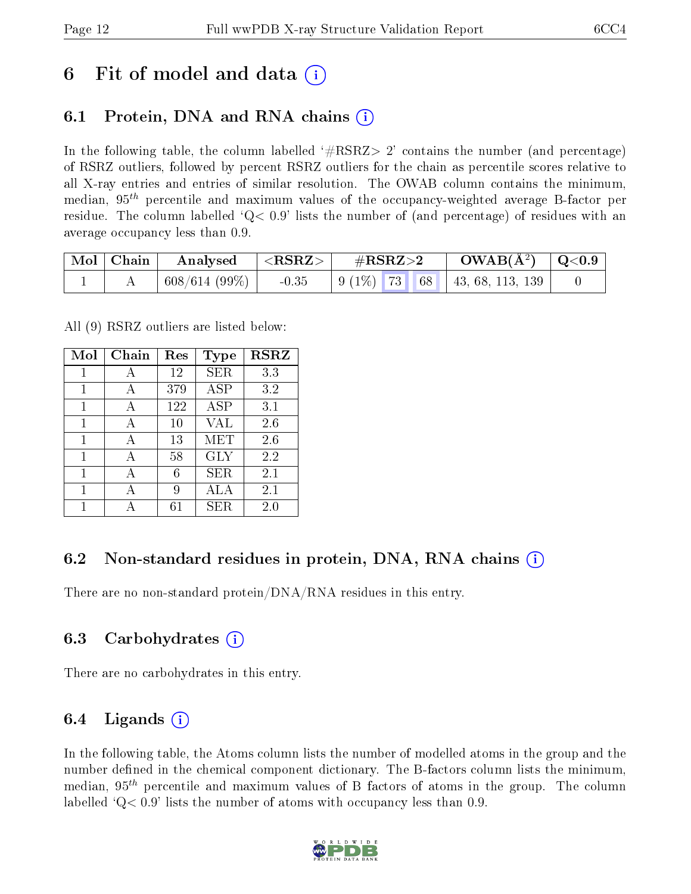# 6 Fit of model and data (i)

## 6.1 Protein, DNA and RNA chains (i)

In the following table, the column labelled '#RSRZ> 2' contains the number (and percentage) of RSRZ outliers, followed by percent RSRZ outliers for the chain as percentile scores relative to all X-ray entries and entries of similar resolution. The OWAB column contains the minimum, median, $95^{th}$ percentile and maximum values of the occupancy-weighted average B-factor per residue. The column labelled 'Q< 0.9' lists the number of (and percentage) of residues with an average occupancy less than 0.9.

| Mol | Chain | Analysed | <RSRZ> | #RSRZ>2 | | | OWAB(Å$^2$) | Q<0.9 |
|---|---|---|---|---|---|---|---|---|
| 1 | A | 608/614 (99%) | -0.35 | 9 (1%) | 73 | 68 | 43, 68, 113, 139 | 0 |

All (9) RSRZ outliers are listed below:

| Mol | Chain | Res | Type | RSRZ |
|---|---|---|---|---|
| 1 | A | 12 | SER | 3.3 |
| 1 | A | 379 | ASP | 3.2 |
| 1 | A | 122 | ASP | 3.1 |
| 1 | A | 10 | VAL | 2.6 |
| 1 | A | 13 | MET | 2.6 |
| 1 | A | 58 | GLY | 2.2 |
| 1 | A | 6 | SER | 2.1 |
| 1 | A | 9 | ALA | 2.1 |
| 1 | A | 61 | SER | 2.0 |

## 6.2 Non-standard residues in protein, DNA, RNA chains (i)

There are no non-standard protein/DNA/RNA residues in this entry.

## 6.3 Carbohydrates (i)

There are no carbohydrates in this entry.

## 6.4 Ligands (i)

In the following table, the Atoms column lists the number of modelled atoms in the group and the number defined in the chemical component dictionary. The B-factors column lists the minimum, median, $95^{th}$ percentile and maximum values of B factors of atoms in the group. The column labelled 'Q< 0.9' lists the number of atoms with occupancy less than 0.9.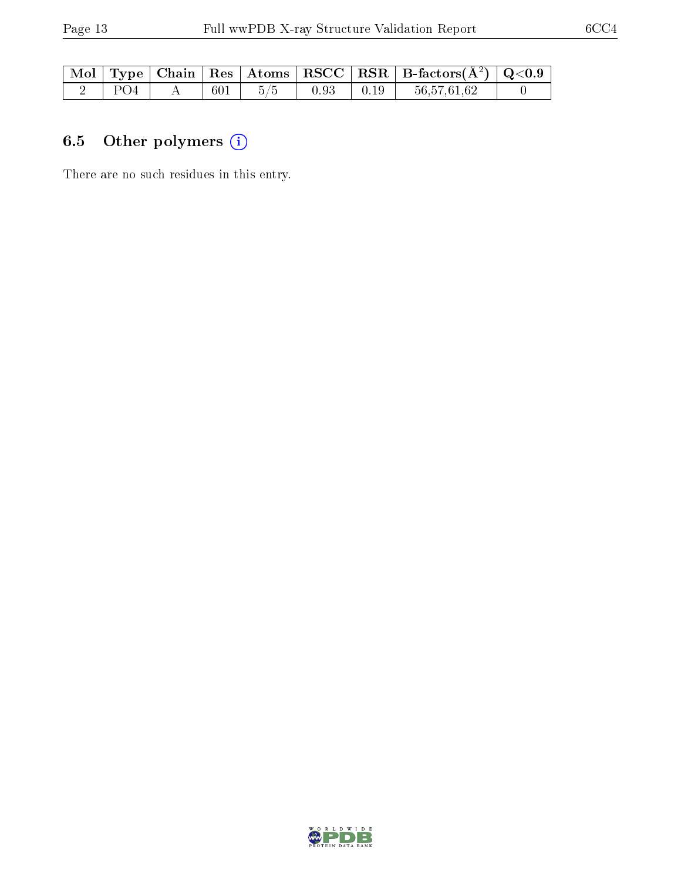| Mol | Type | Chain | Res | Atoms | RSCC | RSR | B-factors($Å^2$) | Q<0.9 |
|---|---|---|---|---|---|---|---|---|
| 2 | PO4 | A | 601 | 5/5 | 0.93 | 0.19 | 56,57,61,62 | 0 |

### 6.5 Other polymers

There are no such residues in this entry.